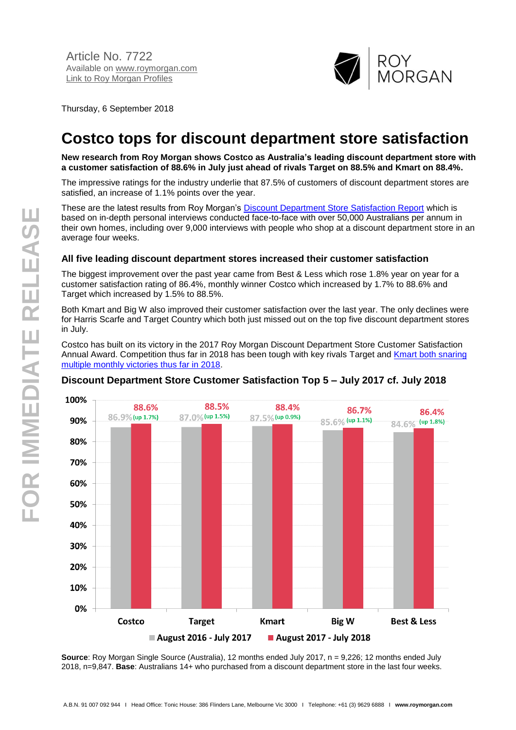Article No. 7722
Available on www.roymorgan.com
Link to Roy Morgan Profiles

Thursday, 6 September 2018

# Costco tops for discount department store satisfaction

**New research from Roy Morgan shows Costco as Australia's leading discount department store with a customer satisfaction of 88.6% in July just ahead of rivals Target on 88.5% and Kmart on 88.4%.**

The impressive ratings for the industry underlie that 87.5% of customers of discount department stores are satisfied, an increase of 1.1% points over the year.

These are the latest results from Roy Morgan's Discount Department Store Satisfaction Report which is based on in-depth personal interviews conducted face-to-face with over 50,000 Australians per annum in their own homes, including over 9,000 interviews with people who shop at a discount department store in an average four weeks.

### All five leading discount department stores increased their customer satisfaction

The biggest improvement over the past year came from Best & Less which rose 1.8% year on year for a customer satisfaction rating of 86.4%, monthly winner Costco which increased by 1.7% to 88.6% and Target which increased by 1.5% to 88.5%.

Both Kmart and Big W also improved their customer satisfaction over the last year. The only declines were for Harris Scarfe and Target Country which both just missed out on the top five discount department stores in July.

Costco has built on its victory in the 2017 Roy Morgan Discount Department Store Customer Satisfaction Annual Award. Competition thus far in 2018 has been tough with key rivals Target and Kmart both snaring multiple monthly victories thus far in 2018.

### Discount Department Store Customer Satisfaction Top 5 – July 2017 cf. July 2018

| Store | August 2016 - July 2017 | August 2017 - July 2018 | Change |
|---|---|---|---|
| Costco | 86.9% | 88.6% | up 1.7% |
| Target | 87.0% | 88.5% | up 1.5% |
| Kmart | 87.5% | 88.4% | up 0.9% |
| Big W | 85.6% | 86.7% | up 1.1% |
| Best & Less | 84.6% | 86.4% | up 1.8% |

**Source**: Roy Morgan Single Source (Australia), 12 months ended July 2017, n = 9,226; 12 months ended July 2018, n=9,847. **Base**: Australians 14+ who purchased from a discount department store in the last four weeks.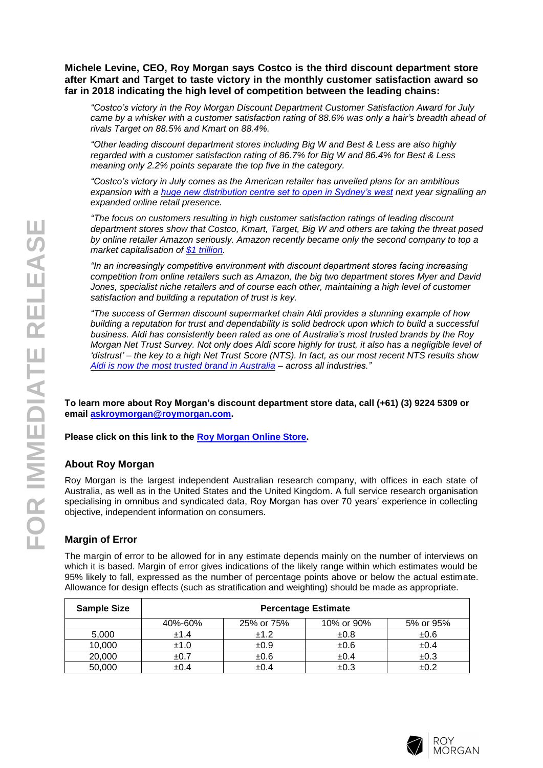**Michele Levine, CEO, Roy Morgan says Costco is the third discount department store after Kmart and Target to taste victory in the monthly customer satisfaction award so far in 2018 indicating the high level of competition between the leading chains:**

*"Costco's victory in the Roy Morgan Discount Department Customer Satisfaction Award for July came by a whisker with a customer satisfaction rating of 88.6% was only a hair's breadth ahead of rivals Target on 88.5% and Kmart on 88.4%.*

*"Other leading discount department stores including Big W and Best & Less are also highly regarded with a customer satisfaction rating of 86.7% for Big W and 86.4% for Best & Less meaning only 2.2% points separate the top five in the category.*

*"Costco's victory in July comes as the American retailer has unveiled plans for an ambitious expansion with a huge new distribution centre set to open in Sydney's west next year signalling an expanded online retail presence.*

*"The focus on customers resulting in high customer satisfaction ratings of leading discount department stores show that Costco, Kmart, Target, Big W and others are taking the threat posed by online retailer Amazon seriously. Amazon recently became only the second company to top a market capitalisation of $1 trillion.*

*"In an increasingly competitive environment with discount department stores facing increasing competition from online retailers such as Amazon, the big two department stores Myer and David Jones, specialist niche retailers and of course each other, maintaining a high level of customer satisfaction and building a reputation of trust is key.*

*"The success of German discount supermarket chain Aldi provides a stunning example of how building a reputation for trust and dependability is solid bedrock upon which to build a successful business. Aldi has consistently been rated as one of Australia's most trusted brands by the Roy Morgan Net Trust Survey. Not only does Aldi score highly for trust, it also has a negligible level of 'distrust' – the key to a high Net Trust Score (NTS). In fact, as our most recent NTS results show Aldi is now the most trusted brand in Australia – across all industries."*

**To learn more about Roy Morgan's discount department store data, call (+61) (3) 9224 5309 or email askroymorgan@roymorgan.com.**

**Please click on this link to the Roy Morgan Online Store.**

## About Roy Morgan

Roy Morgan is the largest independent Australian research company, with offices in each state of Australia, as well as in the United States and the United Kingdom. A full service research organisation specialising in omnibus and syndicated data, Roy Morgan has over 70 years' experience in collecting objective, independent information on consumers.

## Margin of Error

The margin of error to be allowed for in any estimate depends mainly on the number of interviews on which it is based. Margin of error gives indications of the likely range within which estimates would be 95% likely to fall, expressed as the number of percentage points above or below the actual estimate. Allowance for design effects (such as stratification and weighting) should be made as appropriate.

| Sample Size | Percentage Estimate | | | |
|---|---|---|---|---|
| | 40%-60% | 25% or 75% | 10% or 90% | 5% or 95% |
| 5,000 | ±1.4 | ±1.2 | ±0.8 | ±0.6 |
| 10,000 | ±1.0 | ±0.9 | ±0.6 | ±0.4 |
| 20,000 | ±0.7 | ±0.6 | ±0.4 | ±0.3 |
| 50,000 | ±0.4 | ±0.4 | ±0.3 | ±0.2 |